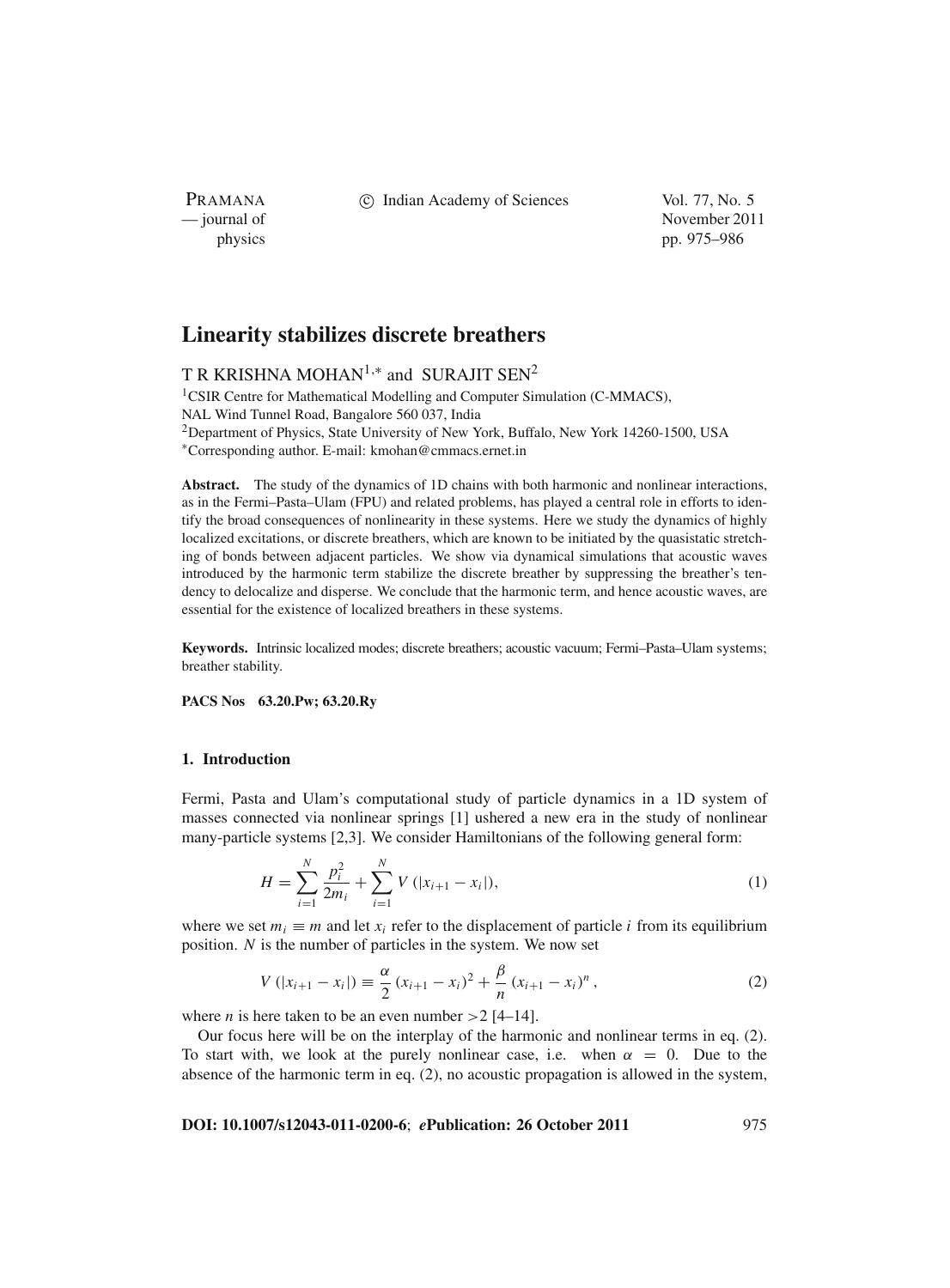# Linearity stabilizes discrete breathers

T R KRISHNA MOHAN[1,*] and SURAJIT SEN[2]

[1]CSIR Centre for Mathematical Modelling and Computer Simulation (C-MMACS), NAL Wind Tunnel Road, Bangalore 560 037, India

[2]Department of Physics, State University of New York, Buffalo, New York 14260-1500, USA

[*]Corresponding author. E-mail: kmohan@cmmacs.ernet.in

**Abstract.** The study of the dynamics of 1D chains with both harmonic and nonlinear interactions, as in the Fermi–Pasta–Ulam (FPU) and related problems, has played a central role in efforts to identify the broad consequences of nonlinearity in these systems. Here we study the dynamics of highly localized excitations, or discrete breathers, which are known to be initiated by the quasistatic stretching of bonds between adjacent particles. We show via dynamical simulations that acoustic waves introduced by the harmonic term stabilize the discrete breather by suppressing the breather's tendency to delocalize and disperse. We conclude that the harmonic term, and hence acoustic waves, are essential for the existence of localized breathers in these systems.

**Keywords.** Intrinsic localized modes; discrete breathers; acoustic vacuum; Fermi–Pasta–Ulam systems; breather stability.

**PACS Nos** 63.20.Pw; 63.20.Ry

## 1. Introduction

Fermi, Pasta and Ulam's computational study of particle dynamics in a 1D system of masses connected via nonlinear springs [1] ushered a new era in the study of nonlinear many-particle systems [2,3]. We consider Hamiltonians of the following general form:

$$H = \sum_{i=1}^{N} \frac{p_i^2}{2m_i} + \sum_{i=1}^{N} V\,(|x_{i+1} - x_i|), \tag{1}$$

where we set $m_i \equiv m$ and let $x_i$ refer to the displacement of particle $i$ from its equilibrium position. $N$ is the number of particles in the system. We now set

$$V\,(|x_{i+1} - x_i|) \equiv \frac{\alpha}{2}\,(x_{i+1} - x_i)^2 + \frac{\beta}{n}\,(x_{i+1} - x_i)^n\,, \tag{2}$$

where $n$ is here taken to be an even number $>2$ [4–14].

Our focus here will be on the interplay of the harmonic and nonlinear terms in eq. (2). To start with, we look at the purely nonlinear case, i.e. when $\alpha = 0$. Due to the absence of the harmonic term in eq. (2), no acoustic propagation is allowed in the system,

**DOI: 10.1007/s12043-011-0200-6**; ***e*Publication: 26 October 2011**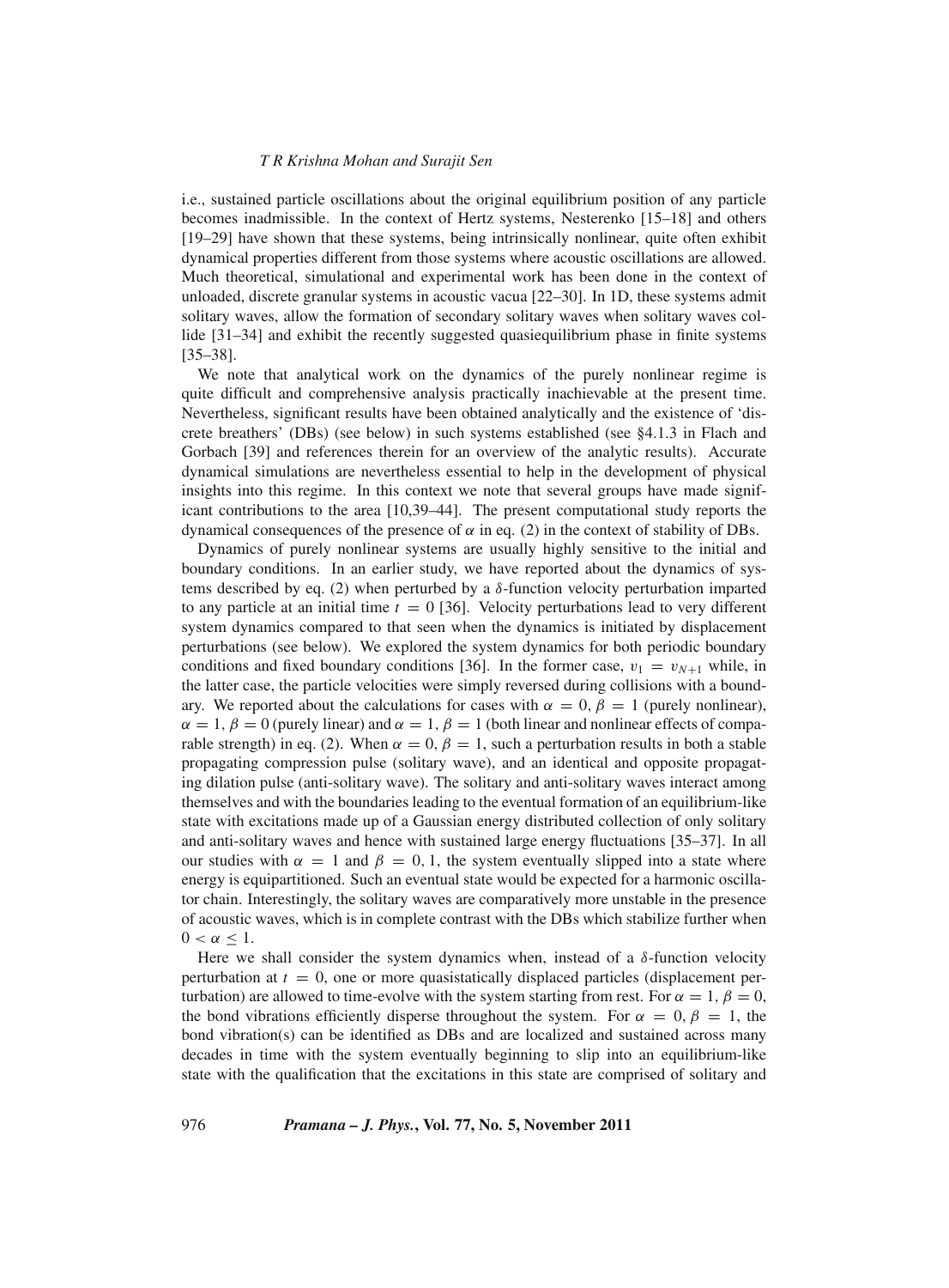i.e., sustained particle oscillations about the original equilibrium position of any particle becomes inadmissible. In the context of Hertz systems, Nesterenko [15–18] and others [19–29] have shown that these systems, being intrinsically nonlinear, quite often exhibit dynamical properties different from those systems where acoustic oscillations are allowed. Much theoretical, simulational and experimental work has been done in the context of unloaded, discrete granular systems in acoustic vacua [22–30]. In 1D, these systems admit solitary waves, allow the formation of secondary solitary waves when solitary waves collide [31–34] and exhibit the recently suggested quasiequilibrium phase in finite systems [35–38].

We note that analytical work on the dynamics of the purely nonlinear regime is quite difficult and comprehensive analysis practically inachievable at the present time. Nevertheless, significant results have been obtained analytically and the existence of 'discrete breathers' (DBs) (see below) in such systems established (see §4.1.3 in Flach and Gorbach [39] and references therein for an overview of the analytic results). Accurate dynamical simulations are nevertheless essential to help in the development of physical insights into this regime. In this context we note that several groups have made significant contributions to the area [10,39–44]. The present computational study reports the dynamical consequences of the presence of $\alpha$ in eq. (2) in the context of stability of DBs.

Dynamics of purely nonlinear systems are usually highly sensitive to the initial and boundary conditions. In an earlier study, we have reported about the dynamics of systems described by eq. (2) when perturbed by a $\delta$-function velocity perturbation imparted to any particle at an initial time $t = 0$ [36]. Velocity perturbations lead to very different system dynamics compared to that seen when the dynamics is initiated by displacement perturbations (see below). We explored the system dynamics for both periodic boundary conditions and fixed boundary conditions [36]. In the former case, $v_1 = v_{N+1}$ while, in the latter case, the particle velocities were simply reversed during collisions with a boundary. We reported about the calculations for cases with $\alpha = 0, \beta = 1$ (purely nonlinear), $\alpha = 1, \beta = 0$ (purely linear) and $\alpha = 1, \beta = 1$ (both linear and nonlinear effects of comparable strength) in eq. (2). When $\alpha = 0, \beta = 1$, such a perturbation results in both a stable propagating compression pulse (solitary wave), and an identical and opposite propagating dilation pulse (anti-solitary wave). The solitary and anti-solitary waves interact among themselves and with the boundaries leading to the eventual formation of an equilibrium-like state with excitations made up of a Gaussian energy distributed collection of only solitary and anti-solitary waves and hence with sustained large energy fluctuations [35–37]. In all our studies with $\alpha = 1$ and $\beta = 0, 1$, the system eventually slipped into a state where energy is equipartitioned. Such an eventual state would be expected for a harmonic oscillator chain. Interestingly, the solitary waves are comparatively more unstable in the presence of acoustic waves, which is in complete contrast with the DBs which stabilize further when $0 < \alpha \leq 1$.

Here we shall consider the system dynamics when, instead of a $\delta$-function velocity perturbation at $t = 0$, one or more quasistatically displaced particles (displacement perturbation) are allowed to time-evolve with the system starting from rest. For $\alpha = 1, \beta = 0$, the bond vibrations efficiently disperse throughout the system. For $\alpha = 0, \beta = 1$, the bond vibration(s) can be identified as DBs and are localized and sustained across many decades in time with the system eventually beginning to slip into an equilibrium-like state with the qualification that the excitations in this state are comprised of solitary and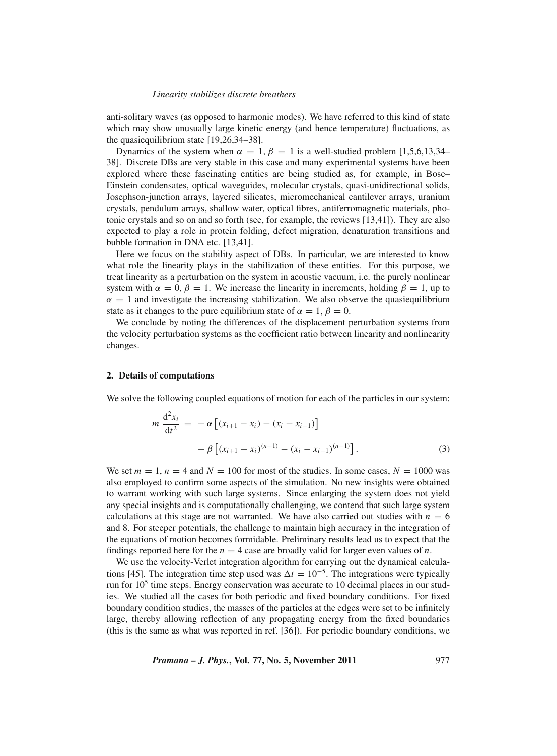anti-solitary waves (as opposed to harmonic modes). We have referred to this kind of state which may show unusually large kinetic energy (and hence temperature) fluctuations, as the quasiequilibrium state [19,26,34–38].

Dynamics of the system when $\alpha = 1, \beta = 1$ is a well-studied problem [1,5,6,13,34–38]. Discrete DBs are very stable in this case and many experimental systems have been explored where these fascinating entities are being studied as, for example, in Bose–Einstein condensates, optical waveguides, molecular crystals, quasi-unidirectional solids, Josephson-junction arrays, layered silicates, micromechanical cantilever arrays, uranium crystals, pendulum arrays, shallow water, optical fibres, antiferromagnetic materials, photonic crystals and so on and so forth (see, for example, the reviews [13,41]). They are also expected to play a role in protein folding, defect migration, denaturation transitions and bubble formation in DNA etc. [13,41].

Here we focus on the stability aspect of DBs. In particular, we are interested to know what role the linearity plays in the stabilization of these entities. For this purpose, we treat linearity as a perturbation on the system in acoustic vacuum, i.e. the purely nonlinear system with $\alpha = 0, \beta = 1$. We increase the linearity in increments, holding $\beta = 1$, up to $\alpha = 1$ and investigate the increasing stabilization. We also observe the quasiequilibrium state as it changes to the pure equilibrium state of $\alpha = 1, \beta = 0$.

We conclude by noting the differences of the displacement perturbation systems from the velocity perturbation systems as the coefficient ratio between linearity and nonlinearity changes.

## 2. Details of computations

We solve the following coupled equations of motion for each of the particles in our system:

$$m \frac{\mathrm{d}^2 x_i}{\mathrm{d}t^2} = -\alpha \left[ (x_{i+1} - x_i) - (x_i - x_{i-1}) \right] - \beta \left[ (x_{i+1} - x_i)^{(n-1)} - (x_i - x_{i-1})^{(n-1)} \right]. \tag{3}$$

We set $m = 1$, $n = 4$ and $N = 100$ for most of the studies. In some cases, $N = 1000$ was also employed to confirm some aspects of the simulation. No new insights were obtained to warrant working with such large systems. Since enlarging the system does not yield any special insights and is computationally challenging, we contend that such large system calculations at this stage are not warranted. We have also carried out studies with $n = 6$ and 8. For steeper potentials, the challenge to maintain high accuracy in the integration of the equations of motion becomes formidable. Preliminary results lead us to expect that the findings reported here for the $n = 4$ case are broadly valid for larger even values of $n$.

We use the velocity-Verlet integration algorithm for carrying out the dynamical calculations [45]. The integration time step used was $\Delta t = 10^{-5}$. The integrations were typically run for $10^5$ time steps. Energy conservation was accurate to 10 decimal places in our studies. We studied all the cases for both periodic and fixed boundary conditions. For fixed boundary condition studies, the masses of the particles at the edges were set to be infinitely large, thereby allowing reflection of any propagating energy from the fixed boundaries (this is the same as what was reported in ref. [36]). For periodic boundary conditions, we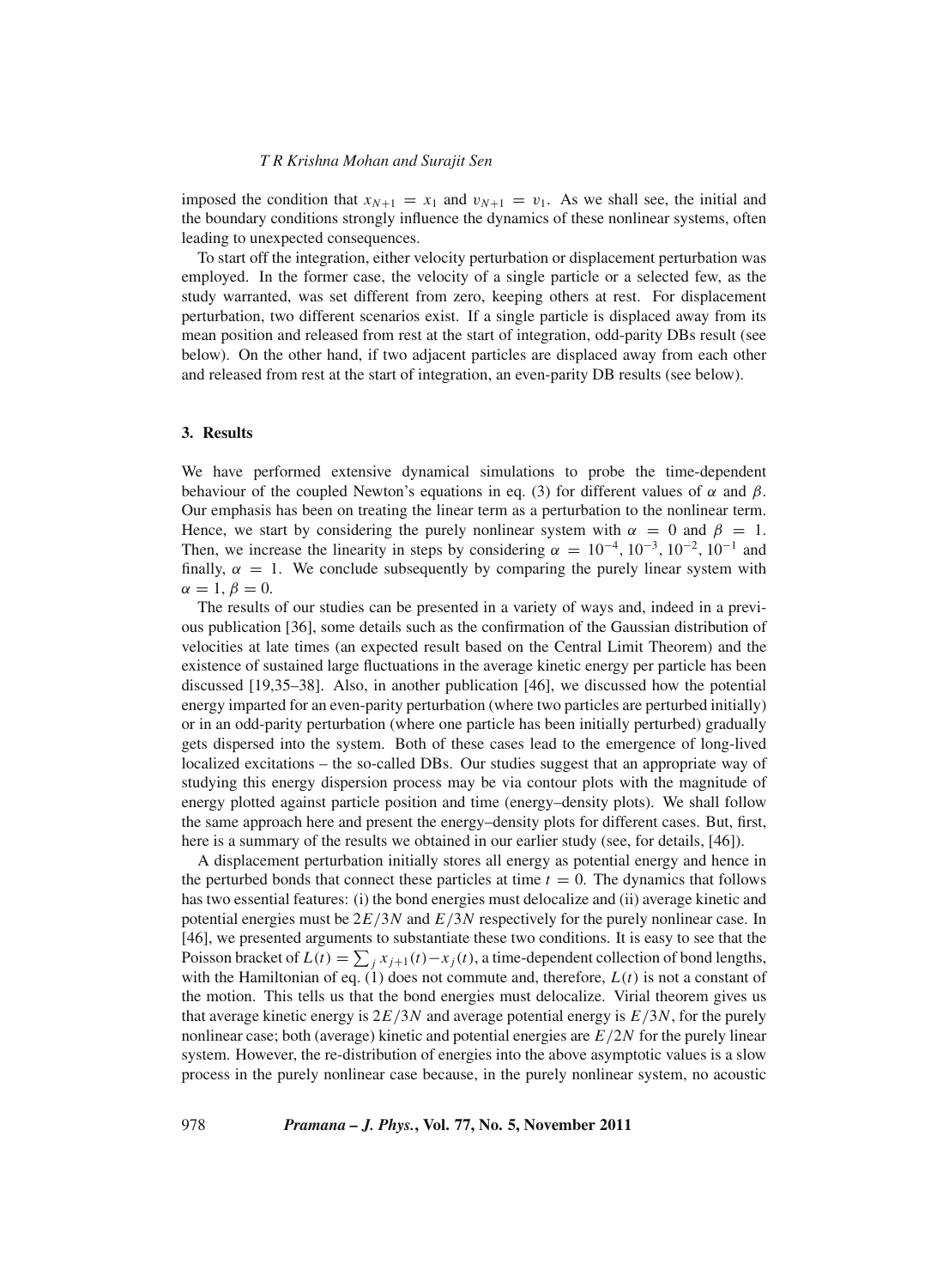imposed the condition that $x_{N+1} = x_1$ and $v_{N+1} = v_1$. As we shall see, the initial and the boundary conditions strongly influence the dynamics of these nonlinear systems, often leading to unexpected consequences.

To start off the integration, either velocity perturbation or displacement perturbation was employed. In the former case, the velocity of a single particle or a selected few, as the study warranted, was set different from zero, keeping others at rest. For displacement perturbation, two different scenarios exist. If a single particle is displaced away from its mean position and released from rest at the start of integration, odd-parity DBs result (see below). On the other hand, if two adjacent particles are displaced away from each other and released from rest at the start of integration, an even-parity DB results (see below).

## 3. Results

We have performed extensive dynamical simulations to probe the time-dependent behaviour of the coupled Newton's equations in eq. (3) for different values of $\alpha$ and $\beta$. Our emphasis has been on treating the linear term as a perturbation to the nonlinear term. Hence, we start by considering the purely nonlinear system with $\alpha = 0$ and $\beta = 1$. Then, we increase the linearity in steps by considering $\alpha = 10^{-4}, 10^{-3}, 10^{-2}, 10^{-1}$ and finally, $\alpha = 1$. We conclude subsequently by comparing the purely linear system with $\alpha = 1, \beta = 0$.

The results of our studies can be presented in a variety of ways and, indeed in a previous publication [36], some details such as the confirmation of the Gaussian distribution of velocities at late times (an expected result based on the Central Limit Theorem) and the existence of sustained large fluctuations in the average kinetic energy per particle has been discussed [19,35–38]. Also, in another publication [46], we discussed how the potential energy imparted for an even-parity perturbation (where two particles are perturbed initially) or in an odd-parity perturbation (where one particle has been initially perturbed) gradually gets dispersed into the system. Both of these cases lead to the emergence of long-lived localized excitations – the so-called DBs. Our studies suggest that an appropriate way of studying this energy dispersion process may be via contour plots with the magnitude of energy plotted against particle position and time (energy–density plots). We shall follow the same approach here and present the energy–density plots for different cases. But, first, here is a summary of the results we obtained in our earlier study (see, for details, [46]).

A displacement perturbation initially stores all energy as potential energy and hence in the perturbed bonds that connect these particles at time $t = 0$. The dynamics that follows has two essential features: (i) the bond energies must delocalize and (ii) average kinetic and potential energies must be $2E/3N$ and $E/3N$ respectively for the purely nonlinear case. In [46], we presented arguments to substantiate these two conditions. It is easy to see that the Poisson bracket of $L(t) = \sum_j x_{j+1}(t) - x_j(t)$, a time-dependent collection of bond lengths, with the Hamiltonian of eq. (1) does not commute and, therefore, $L(t)$ is not a constant of the motion. This tells us that the bond energies must delocalize. Virial theorem gives us that average kinetic energy is $2E/3N$ and average potential energy is $E/3N$, for the purely nonlinear case; both (average) kinetic and potential energies are $E/2N$ for the purely linear system. However, the re-distribution of energies into the above asymptotic values is a slow process in the purely nonlinear case because, in the purely nonlinear system, no acoustic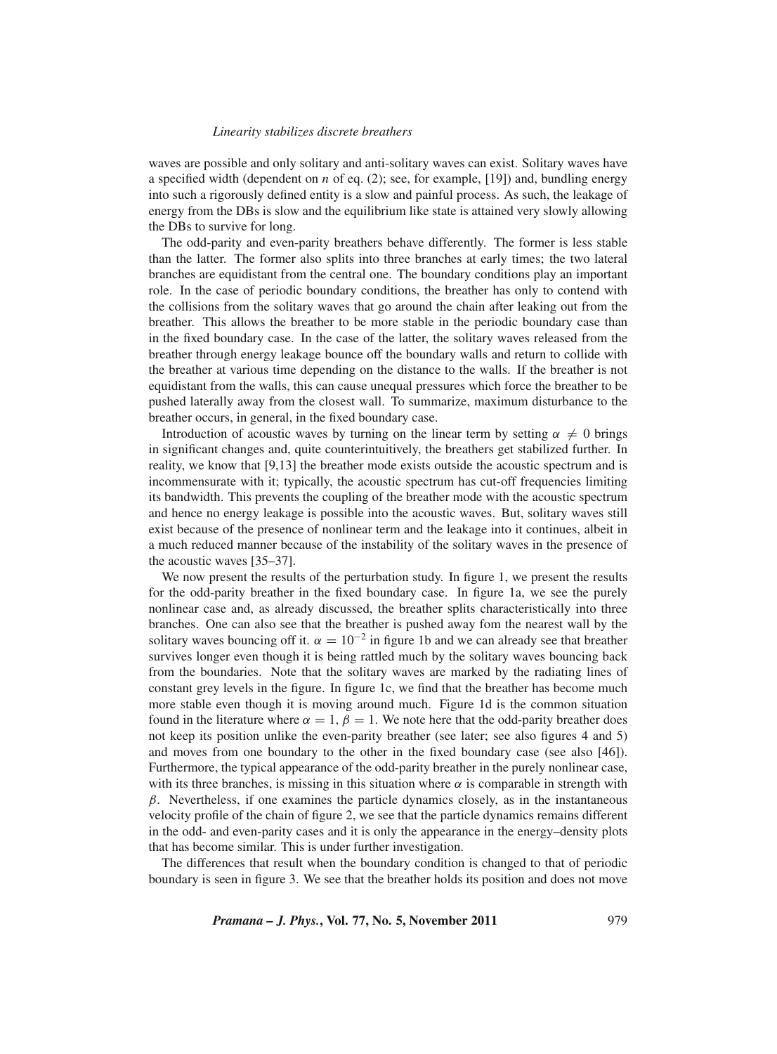waves are possible and only solitary and anti-solitary waves can exist. Solitary waves have a specified width (dependent on $n$ of eq. (2); see, for example, [19]) and, bundling energy into such a rigorously defined entity is a slow and painful process. As such, the leakage of energy from the DBs is slow and the equilibrium like state is attained very slowly allowing the DBs to survive for long.

The odd-parity and even-parity breathers behave differently. The former is less stable than the latter. The former also splits into three branches at early times; the two lateral branches are equidistant from the central one. The boundary conditions play an important role. In the case of periodic boundary conditions, the breather has only to contend with the collisions from the solitary waves that go around the chain after leaking out from the breather. This allows the breather to be more stable in the periodic boundary case than in the fixed boundary case. In the case of the latter, the solitary waves released from the breather through energy leakage bounce off the boundary walls and return to collide with the breather at various time depending on the distance to the walls. If the breather is not equidistant from the walls, this can cause unequal pressures which force the breather to be pushed laterally away from the closest wall. To summarize, maximum disturbance to the breather occurs, in general, in the fixed boundary case.

Introduction of acoustic waves by turning on the linear term by setting $\alpha \neq 0$ brings in significant changes and, quite counterintuitively, the breathers get stabilized further. In reality, we know that [9,13] the breather mode exists outside the acoustic spectrum and is incommensurate with it; typically, the acoustic spectrum has cut-off frequencies limiting its bandwidth. This prevents the coupling of the breather mode with the acoustic spectrum and hence no energy leakage is possible into the acoustic waves. But, solitary waves still exist because of the presence of nonlinear term and the leakage into it continues, albeit in a much reduced manner because of the instability of the solitary waves in the presence of the acoustic waves [35–37].

We now present the results of the perturbation study. In figure 1, we present the results for the odd-parity breather in the fixed boundary case. In figure 1a, we see the purely nonlinear case and, as already discussed, the breather splits characteristically into three branches. One can also see that the breather is pushed away fom the nearest wall by the solitary waves bouncing off it. $\alpha = 10^{-2}$ in figure 1b and we can already see that breather survives longer even though it is being rattled much by the solitary waves bouncing back from the boundaries. Note that the solitary waves are marked by the radiating lines of constant grey levels in the figure. In figure 1c, we find that the breather has become much more stable even though it is moving around much. Figure 1d is the common situation found in the literature where $\alpha = 1$, $\beta = 1$. We note here that the odd-parity breather does not keep its position unlike the even-parity breather (see later; see also figures 4 and 5) and moves from one boundary to the other in the fixed boundary case (see also [46]). Furthermore, the typical appearance of the odd-parity breather in the purely nonlinear case, with its three branches, is missing in this situation where $\alpha$ is comparable in strength with $\beta$. Nevertheless, if one examines the particle dynamics closely, as in the instantaneous velocity profile of the chain of figure 2, we see that the particle dynamics remains different in the odd- and even-parity cases and it is only the appearance in the energy–density plots that has become similar. This is under further investigation.

The differences that result when the boundary condition is changed to that of periodic boundary is seen in figure 3. We see that the breather holds its position and does not move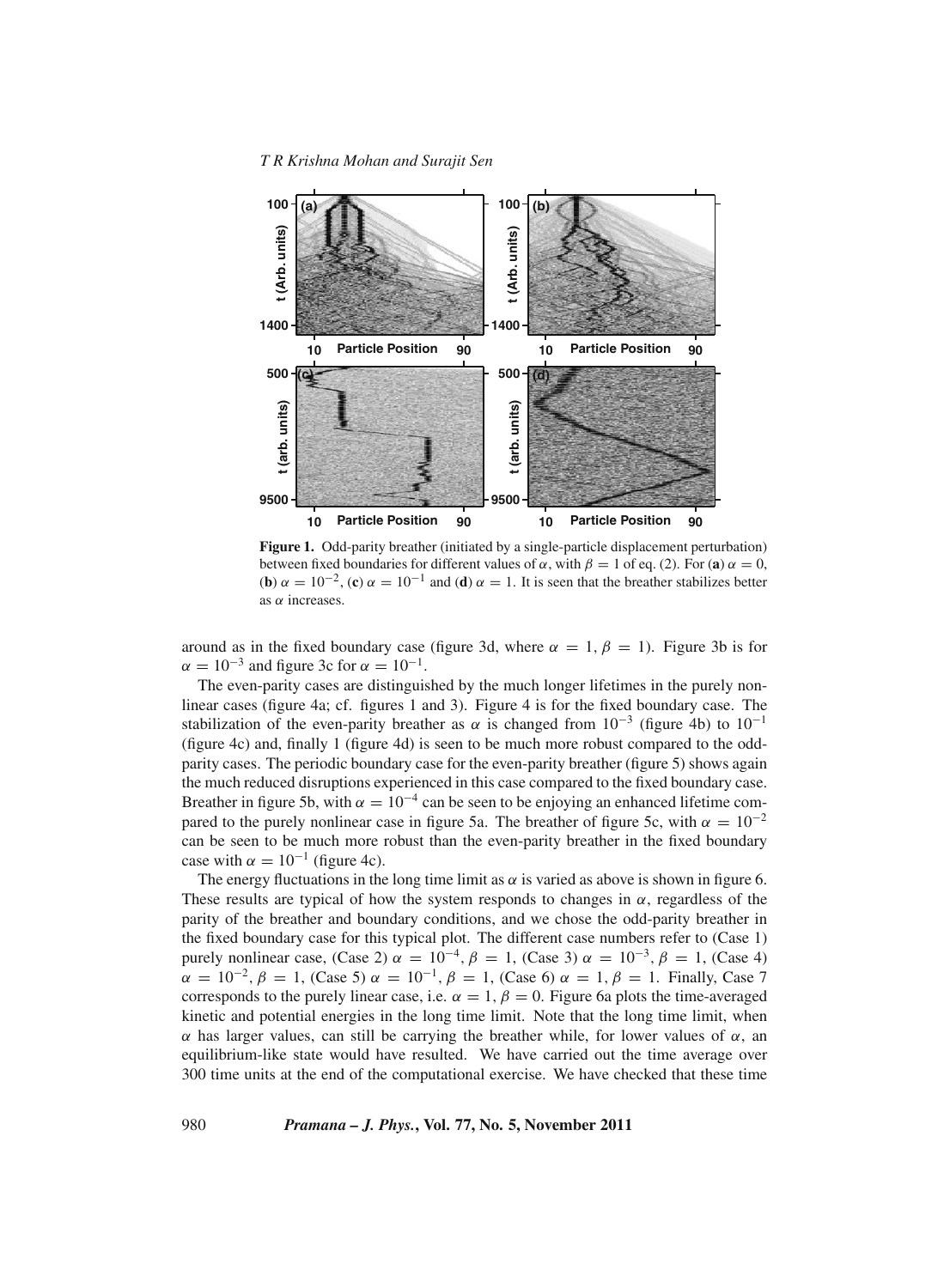**Figure 1.** Odd-parity breather (initiated by a single-particle displacement perturbation) between fixed boundaries for different values of $\alpha$, with $\beta = 1$ of eq. (2). For (**a**) $\alpha = 0$, (**b**) $\alpha = 10^{-2}$, (**c**) $\alpha = 10^{-1}$ and (**d**) $\alpha = 1$. It is seen that the breather stabilizes better as $\alpha$ increases.

around as in the fixed boundary case (figure 3d, where $\alpha = 1$, $\beta = 1$). Figure 3b is for $\alpha = 10^{-3}$ and figure 3c for $\alpha = 10^{-1}$.

The even-parity cases are distinguished by the much longer lifetimes in the purely nonlinear cases (figure 4a; cf. figures 1 and 3). Figure 4 is for the fixed boundary case. The stabilization of the even-parity breather as $\alpha$ is changed from $10^{-3}$ (figure 4b) to $10^{-1}$ (figure 4c) and, finally 1 (figure 4d) is seen to be much more robust compared to the odd-parity cases. The periodic boundary case for the even-parity breather (figure 5) shows again the much reduced disruptions experienced in this case compared to the fixed boundary case. Breather in figure 5b, with $\alpha = 10^{-4}$ can be seen to be enjoying an enhanced lifetime compared to the purely nonlinear case in figure 5a. The breather of figure 5c, with $\alpha = 10^{-2}$ can be seen to be much more robust than the even-parity breather in the fixed boundary case with $\alpha = 10^{-1}$ (figure 4c).

The energy fluctuations in the long time limit as $\alpha$ is varied as above is shown in figure 6. These results are typical of how the system responds to changes in $\alpha$, regardless of the parity of the breather and boundary conditions, and we chose the odd-parity breather in the fixed boundary case for this typical plot. The different case numbers refer to (Case 1) purely nonlinear case, (Case 2) $\alpha = 10^{-4}$, $\beta = 1$, (Case 3) $\alpha = 10^{-3}$, $\beta = 1$, (Case 4) $\alpha = 10^{-2}$, $\beta = 1$, (Case 5) $\alpha = 10^{-1}$, $\beta = 1$, (Case 6) $\alpha = 1$, $\beta = 1$. Finally, Case 7 corresponds to the purely linear case, i.e. $\alpha = 1$, $\beta = 0$. Figure 6a plots the time-averaged kinetic and potential energies in the long time limit. Note that the long time limit, when $\alpha$ has larger values, can still be carrying the breather while, for lower values of $\alpha$, an equilibrium-like state would have resulted. We have carried out the time average over 300 time units at the end of the computational exercise. We have checked that these time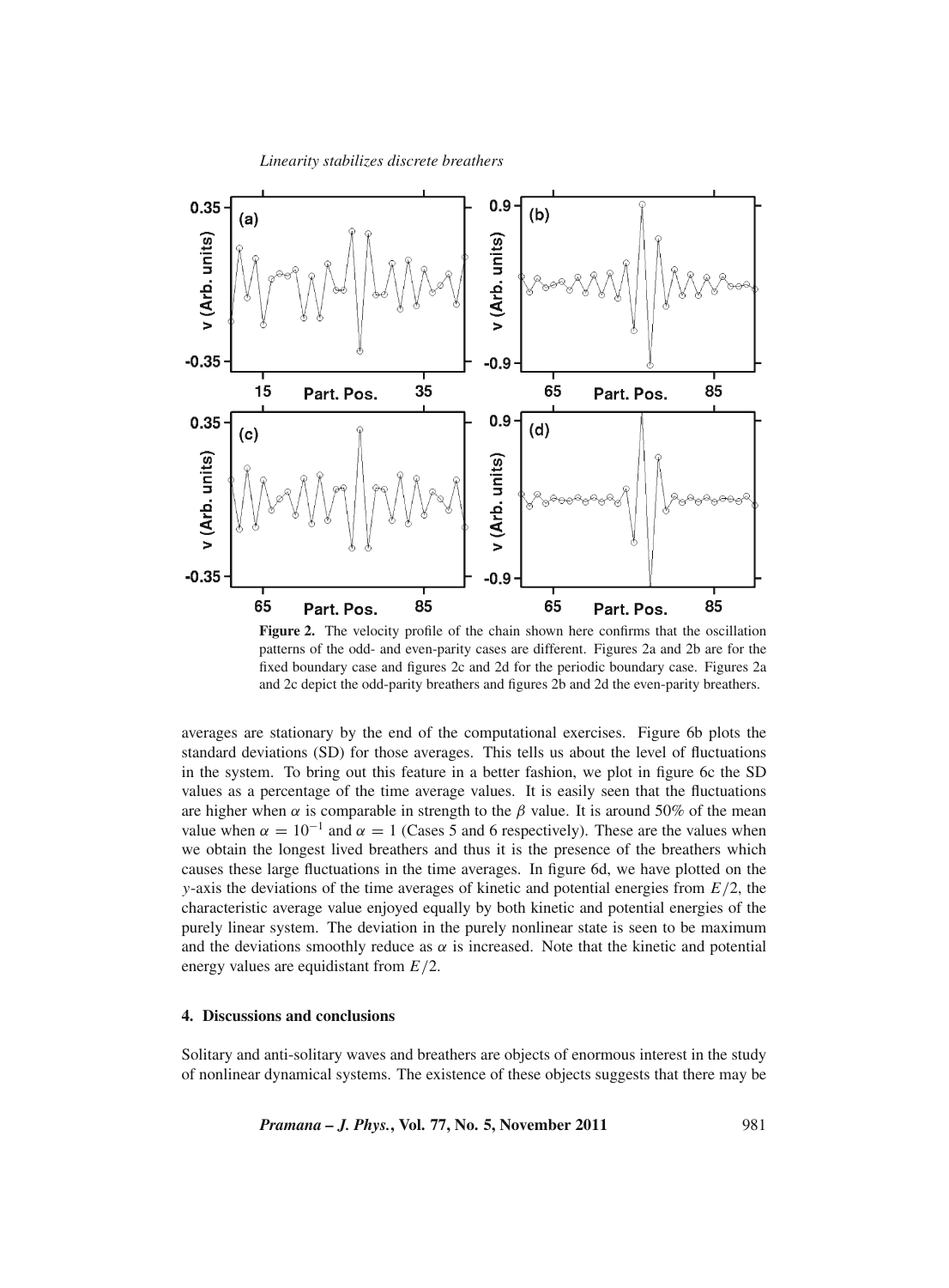**Figure 2.** The velocity profile of the chain shown here confirms that the oscillation patterns of the odd- and even-parity cases are different. Figures 2a and 2b are for the fixed boundary case and figures 2c and 2d for the periodic boundary case. Figures 2a and 2c depict the odd-parity breathers and figures 2b and 2d the even-parity breathers.

averages are stationary by the end of the computational exercises. Figure 6b plots the standard deviations (SD) for those averages. This tells us about the level of fluctuations in the system. To bring out this feature in a better fashion, we plot in figure 6c the SD values as a percentage of the time average values. It is easily seen that the fluctuations are higher when $\alpha$ is comparable in strength to the $\beta$ value. It is around 50% of the mean value when $\alpha = 10^{-1}$ and $\alpha = 1$ (Cases 5 and 6 respectively). These are the values when we obtain the longest lived breathers and thus it is the presence of the breathers which causes these large fluctuations in the time averages. In figure 6d, we have plotted on the $y$-axis the deviations of the time averages of kinetic and potential energies from $E/2$, the characteristic average value enjoyed equally by both kinetic and potential energies of the purely linear system. The deviation in the purely nonlinear state is seen to be maximum and the deviations smoothly reduce as $\alpha$ is increased. Note that the kinetic and potential energy values are equidistant from $E/2$.

## 4. Discussions and conclusions

Solitary and anti-solitary waves and breathers are objects of enormous interest in the study of nonlinear dynamical systems. The existence of these objects suggests that there may be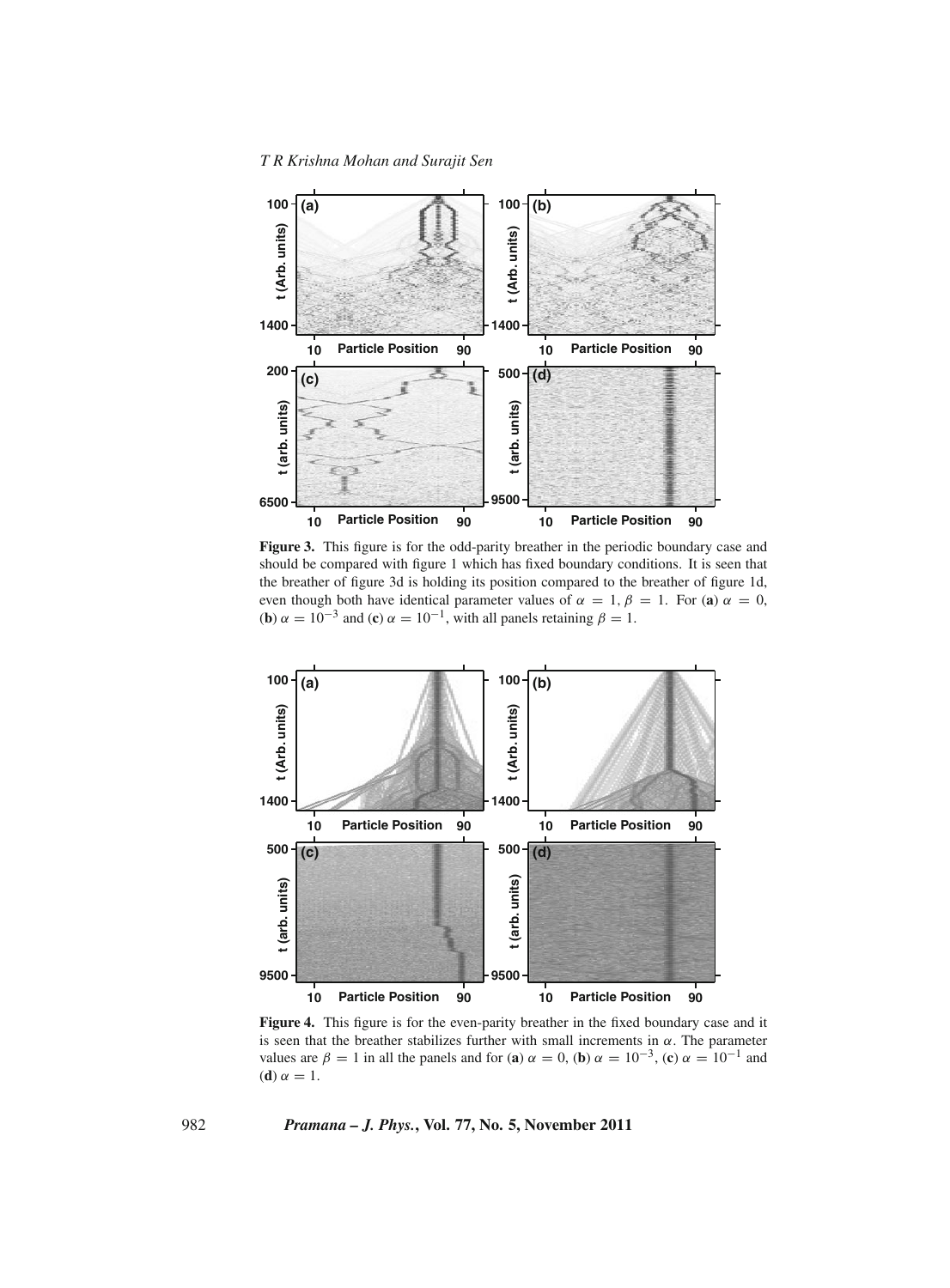**Figure 3.** This figure is for the odd-parity breather in the periodic boundary case and should be compared with figure 1 which has fixed boundary conditions. It is seen that the breather of figure 3d is holding its position compared to the breather of figure 1d, even though both have identical parameter values of $\alpha = 1$, $\beta = 1$. For (**a**) $\alpha = 0$, (**b**) $\alpha = 10^{-3}$ and (**c**) $\alpha = 10^{-1}$, with all panels retaining $\beta = 1$.

**Figure 4.** This figure is for the even-parity breather in the fixed boundary case and it is seen that the breather stabilizes further with small increments in $\alpha$. The parameter values are $\beta = 1$ in all the panels and for (**a**) $\alpha = 0$, (**b**) $\alpha = 10^{-3}$, (**c**) $\alpha = 10^{-1}$ and (**d**) $\alpha = 1$.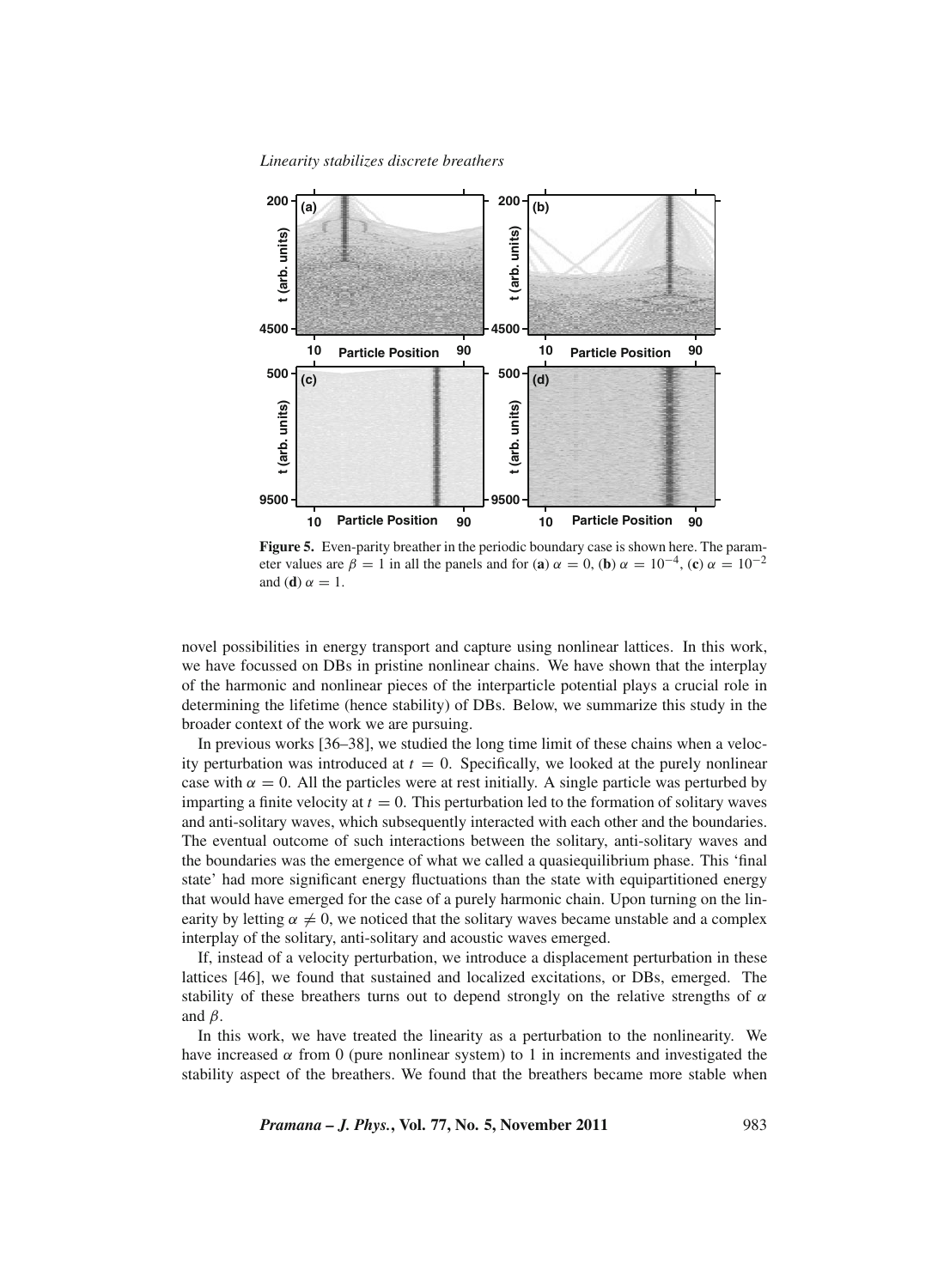**Figure 5.** Even-parity breather in the periodic boundary case is shown here. The parameter values are $\beta = 1$ in all the panels and for (**a**) $\alpha = 0$, (**b**) $\alpha = 10^{-4}$, (**c**) $\alpha = 10^{-2}$ and (**d**) $\alpha = 1$.

novel possibilities in energy transport and capture using nonlinear lattices. In this work, we have focussed on DBs in pristine nonlinear chains. We have shown that the interplay of the harmonic and nonlinear pieces of the interparticle potential plays a crucial role in determining the lifetime (hence stability) of DBs. Below, we summarize this study in the broader context of the work we are pursuing.

In previous works [36–38], we studied the long time limit of these chains when a velocity perturbation was introduced at $t = 0$. Specifically, we looked at the purely nonlinear case with $\alpha = 0$. All the particles were at rest initially. A single particle was perturbed by imparting a finite velocity at $t = 0$. This perturbation led to the formation of solitary waves and anti-solitary waves, which subsequently interacted with each other and the boundaries. The eventual outcome of such interactions between the solitary, anti-solitary waves and the boundaries was the emergence of what we called a quasiequilibrium phase. This 'final state' had more significant energy fluctuations than the state with equipartitioned energy that would have emerged for the case of a purely harmonic chain. Upon turning on the linearity by letting $\alpha \neq 0$, we noticed that the solitary waves became unstable and a complex interplay of the solitary, anti-solitary and acoustic waves emerged.

If, instead of a velocity perturbation, we introduce a displacement perturbation in these lattices [46], we found that sustained and localized excitations, or DBs, emerged. The stability of these breathers turns out to depend strongly on the relative strengths of $\alpha$ and $\beta$.

In this work, we have treated the linearity as a perturbation to the nonlinearity. We have increased $\alpha$ from 0 (pure nonlinear system) to 1 in increments and investigated the stability aspect of the breathers. We found that the breathers became more stable when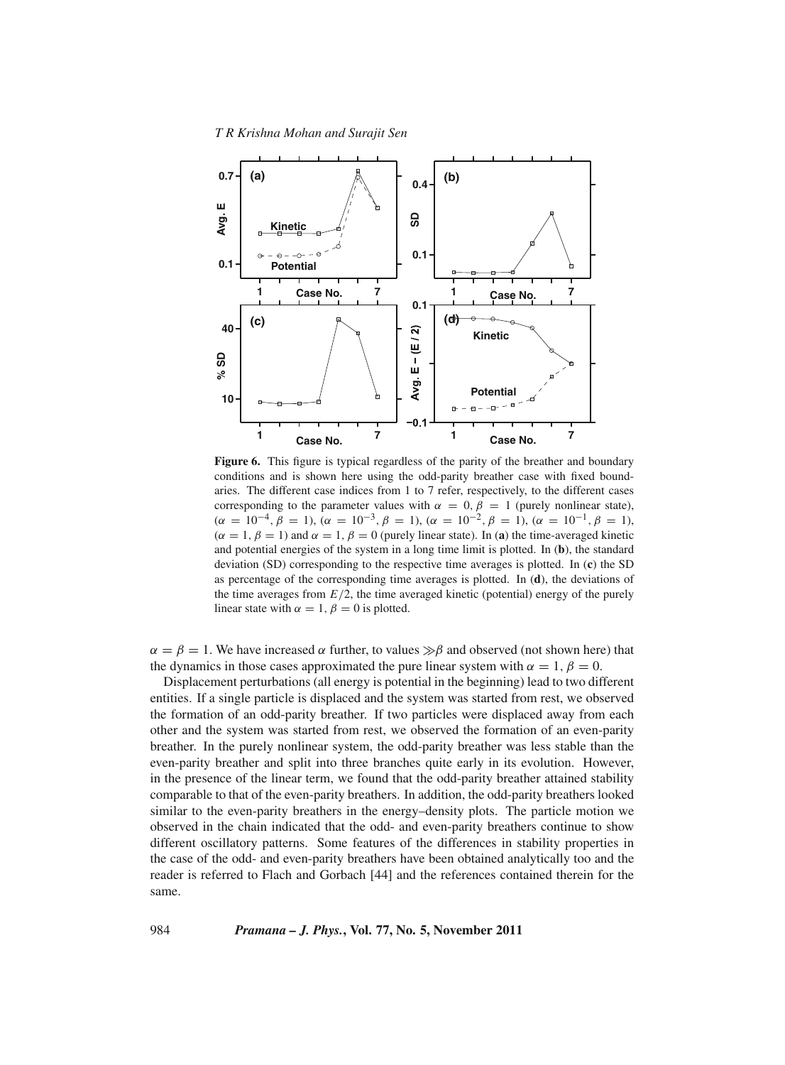**Figure 6.** This figure is typical regardless of the parity of the breather and boundary conditions and is shown here using the odd-parity breather case with fixed boundaries. The different case indices from 1 to 7 refer, respectively, to the different cases corresponding to the parameter values with $\alpha = 0, \beta = 1$ (purely nonlinear state), ($\alpha = 10^{-4}, \beta = 1$), ($\alpha = 10^{-3}, \beta = 1$), ($\alpha = 10^{-2}, \beta = 1$), ($\alpha = 10^{-1}, \beta = 1$), ($\alpha = 1, \beta = 1$) and $\alpha = 1, \beta = 0$ (purely linear state). In (**a**) the time-averaged kinetic and potential energies of the system in a long time limit is plotted. In (**b**), the standard deviation (SD) corresponding to the respective time averages is plotted. In (**c**) the SD as percentage of the corresponding time averages is plotted. In (**d**), the deviations of the time averages from $E/2$, the time averaged kinetic (potential) energy of the purely linear state with $\alpha = 1, \beta = 0$ is plotted.

$\alpha = \beta = 1$. We have increased $\alpha$ further, to values $\gg \beta$ and observed (not shown here) that the dynamics in those cases approximated the pure linear system with $\alpha = 1, \beta = 0$.

Displacement perturbations (all energy is potential in the beginning) lead to two different entities. If a single particle is displaced and the system was started from rest, we observed the formation of an odd-parity breather. If two particles were displaced away from each other and the system was started from rest, we observed the formation of an even-parity breather. In the purely nonlinear system, the odd-parity breather was less stable than the even-parity breather and split into three branches quite early in its evolution. However, in the presence of the linear term, we found that the odd-parity breather attained stability comparable to that of the even-parity breathers. In addition, the odd-parity breathers looked similar to the even-parity breathers in the energy–density plots. The particle motion we observed in the chain indicated that the odd- and even-parity breathers continue to show different oscillatory patterns. Some features of the differences in stability properties in the case of the odd- and even-parity breathers have been obtained analytically too and the reader is referred to Flach and Gorbach [44] and the references contained therein for the same.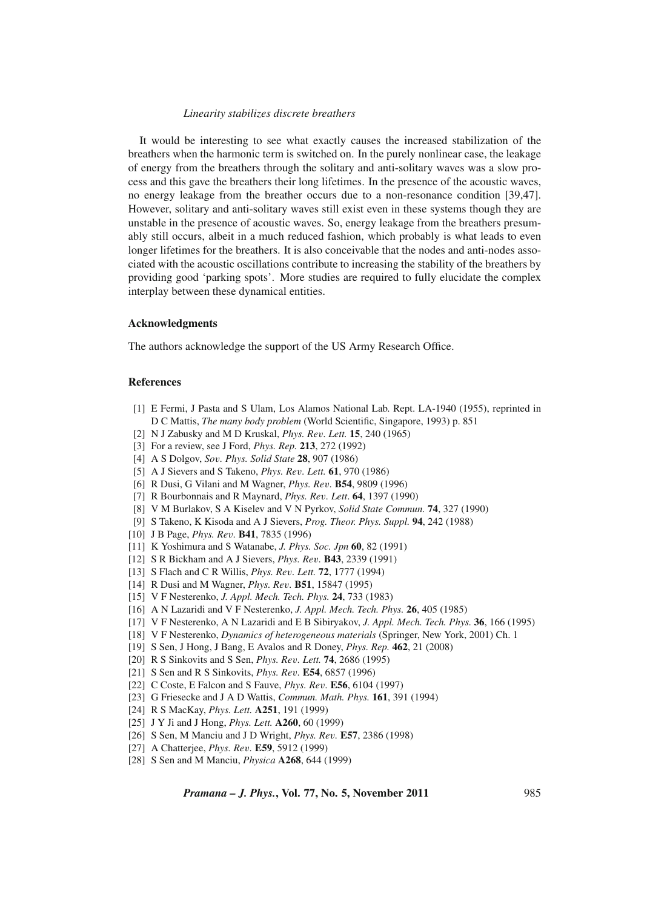It would be interesting to see what exactly causes the increased stabilization of the breathers when the harmonic term is switched on. In the purely nonlinear case, the leakage of energy from the breathers through the solitary and anti-solitary waves was a slow process and this gave the breathers their long lifetimes. In the presence of the acoustic waves, no energy leakage from the breather occurs due to a non-resonance condition [39,47]. However, solitary and anti-solitary waves still exist even in these systems though they are unstable in the presence of acoustic waves. So, energy leakage from the breathers presumably still occurs, albeit in a much reduced fashion, which probably is what leads to even longer lifetimes for the breathers. It is also conceivable that the nodes and anti-nodes associated with the acoustic oscillations contribute to increasing the stability of the breathers by providing good 'parking spots'. More studies are required to fully elucidate the complex interplay between these dynamical entities.

## Acknowledgments

The authors acknowledge the support of the US Army Research Office.

## References

[1] E Fermi, J Pasta and S Ulam, Los Alamos National Lab. Rept. LA-1940 (1955), reprinted in D C Mattis, *The many body problem* (World Scientific, Singapore, 1993) p. 851
[2] N J Zabusky and M D Kruskal, *Phys. Rev. Lett.* **15**, 240 (1965)
[3] For a review, see J Ford, *Phys. Rep.* **213**, 272 (1992)
[4] A S Dolgov, *Sov. Phys. Solid State* **28**, 907 (1986)
[5] A J Sievers and S Takeno, *Phys. Rev. Lett.* **61**, 970 (1986)
[6] R Dusi, G Vilani and M Wagner, *Phys. Rev.* **B54**, 9809 (1996)
[7] R Bourbonnais and R Maynard, *Phys. Rev. Lett.* **64**, 1397 (1990)
[8] V M Burlakov, S A Kiselev and V N Pyrkov, *Solid State Commun.* **74**, 327 (1990)
[9] S Takeno, K Kisoda and A J Sievers, *Prog. Theor. Phys. Suppl.* **94**, 242 (1988)
[10] J B Page, *Phys. Rev.* **B41**, 7835 (1996)
[11] K Yoshimura and S Watanabe, *J. Phys. Soc. Jpn* **60**, 82 (1991)
[12] S R Bickham and A J Sievers, *Phys. Rev.* **B43**, 2339 (1991)
[13] S Flach and C R Willis, *Phys. Rev. Lett.* **72**, 1777 (1994)
[14] R Dusi and M Wagner, *Phys. Rev.* **B51**, 15847 (1995)
[15] V F Nesterenko, *J. Appl. Mech. Tech. Phys.* **24**, 733 (1983)
[16] A N Lazaridi and V F Nesterenko, *J. Appl. Mech. Tech. Phys.* **26**, 405 (1985)
[17] V F Nesterenko, A N Lazaridi and E B Sibiryakov, *J. Appl. Mech. Tech. Phys.* **36**, 166 (1995)
[18] V F Nesterenko, *Dynamics of heterogeneous materials* (Springer, New York, 2001) Ch. 1
[19] S Sen, J Hong, J Bang, E Avalos and R Doney, *Phys. Rep.* **462**, 21 (2008)
[20] R S Sinkovits and S Sen, *Phys. Rev. Lett.* **74**, 2686 (1995)
[21] S Sen and R S Sinkovits, *Phys. Rev.* **E54**, 6857 (1996)
[22] C Coste, E Falcon and S Fauve, *Phys. Rev.* **E56**, 6104 (1997)
[23] G Friesecke and J A D Wattis, *Commun. Math. Phys.* **161**, 391 (1994)
[24] R S MacKay, *Phys. Lett.* **A251**, 191 (1999)
[25] J Y Ji and J Hong, *Phys. Lett.* **A260**, 60 (1999)
[26] S Sen, M Manciu and J D Wright, *Phys. Rev.* **E57**, 2386 (1998)
[27] A Chatterjee, *Phys. Rev.* **E59**, 5912 (1999)
[28] S Sen and M Manciu, *Physica* **A268**, 644 (1999)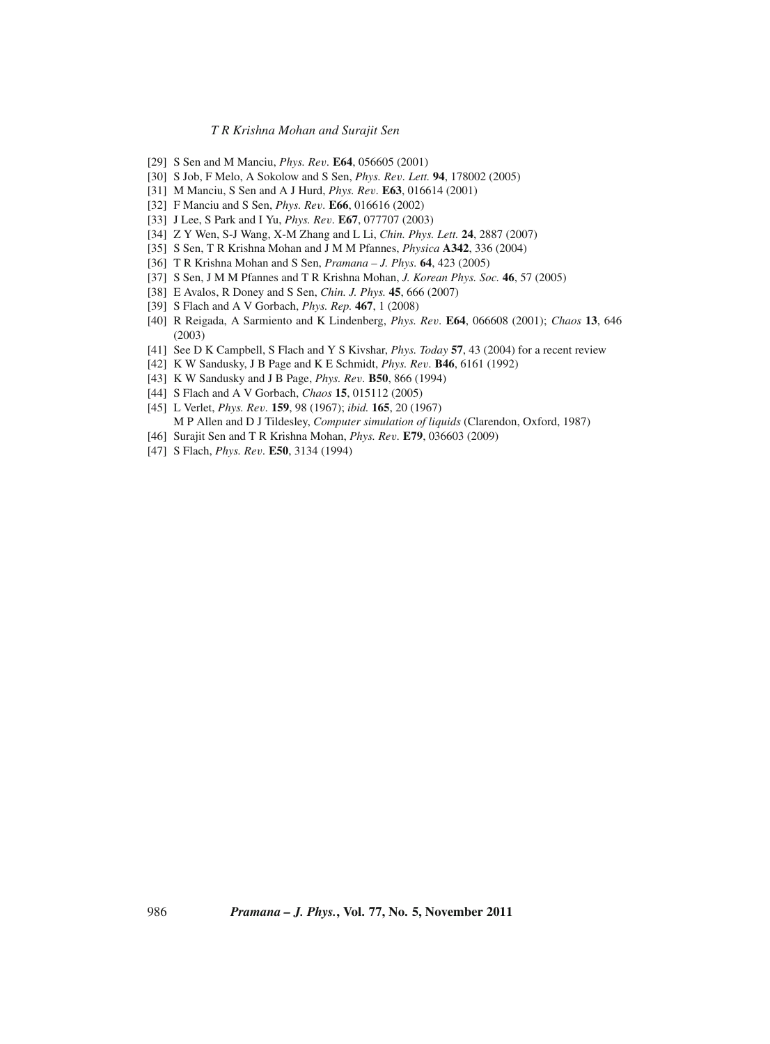[29] S Sen and M Manciu, *Phys. Rev.* **E64**, 056605 (2001)
[30] S Job, F Melo, A Sokolow and S Sen, *Phys. Rev. Lett.* **94**, 178002 (2005)
[31] M Manciu, S Sen and A J Hurd, *Phys. Rev.* **E63**, 016614 (2001)
[32] F Manciu and S Sen, *Phys. Rev.* **E66**, 016616 (2002)
[33] J Lee, S Park and I Yu, *Phys. Rev.* **E67**, 077707 (2003)
[34] Z Y Wen, S-J Wang, X-M Zhang and L Li, *Chin. Phys. Lett.* **24**, 2887 (2007)
[35] S Sen, T R Krishna Mohan and J M M Pfannes, *Physica* **A342**, 336 (2004)
[36] T R Krishna Mohan and S Sen, *Pramana – J. Phys.* **64**, 423 (2005)
[37] S Sen, J M M Pfannes and T R Krishna Mohan, *J. Korean Phys. Soc.* **46**, 57 (2005)
[38] E Avalos, R Doney and S Sen, *Chin. J. Phys.* **45**, 666 (2007)
[39] S Flach and A V Gorbach, *Phys. Rep.* **467**, 1 (2008)
[40] R Reigada, A Sarmiento and K Lindenberg, *Phys. Rev.* **E64**, 066608 (2001); *Chaos* **13**, 646 (2003)
[41] See D K Campbell, S Flach and Y S Kivshar, *Phys. Today* **57**, 43 (2004) for a recent review
[42] K W Sandusky, J B Page and K E Schmidt, *Phys. Rev.* **B46**, 6161 (1992)
[43] K W Sandusky and J B Page, *Phys. Rev.* **B50**, 866 (1994)
[44] S Flach and A V Gorbach, *Chaos* **15**, 015112 (2005)
[45] L Verlet, *Phys. Rev.* **159**, 98 (1967); *ibid.* **165**, 20 (1967)
M P Allen and D J Tildesley, *Computer simulation of liquids* (Clarendon, Oxford, 1987)
[46] Surajit Sen and T R Krishna Mohan, *Phys. Rev.* **E79**, 036603 (2009)
[47] S Flach, *Phys. Rev.* **E50**, 3134 (1994)